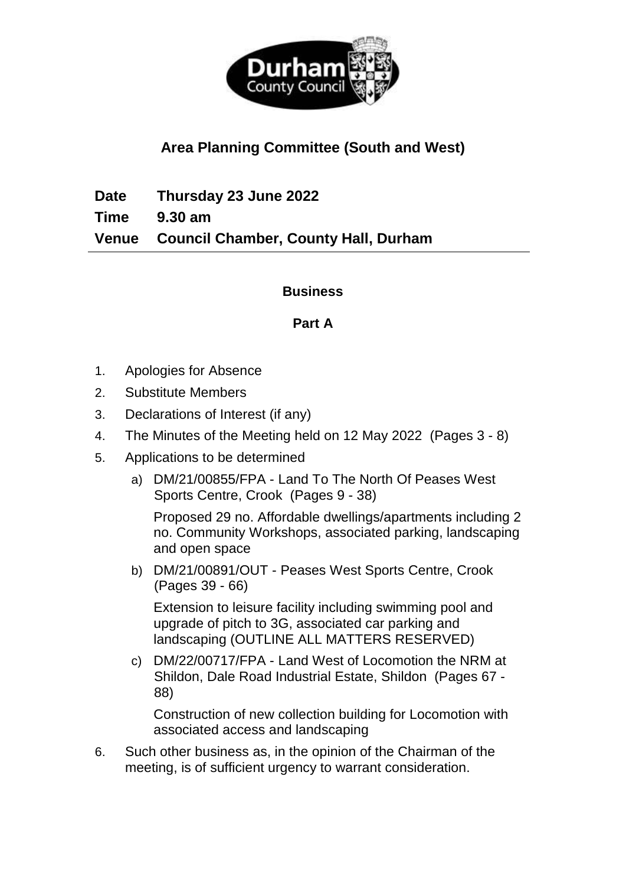# Area Planning Committee (South and West)

**Date** Thursday 23 June 2022

**Time** 9.30 am

**Venue** Council Chamber, County Hall, Durham

---

## Business

### Part A

1. Apologies for Absence
2. Substitute Members
3. Declarations of Interest (if any)
4. The Minutes of the Meeting held on 12 May 2022 (Pages 3 - 8)
5. Applications to be determined
   a) DM/21/00855/FPA - Land To The North Of Peases West Sports Centre, Crook (Pages 9 - 38)

      Proposed 29 no. Affordable dwellings/apartments including 2 no. Community Workshops, associated parking, landscaping and open space

   b) DM/21/00891/OUT - Peases West Sports Centre, Crook (Pages 39 - 66)

      Extension to leisure facility including swimming pool and upgrade of pitch to 3G, associated car parking and landscaping (OUTLINE ALL MATTERS RESERVED)

   c) DM/22/00717/FPA - Land West of Locomotion the NRM at Shildon, Dale Road Industrial Estate, Shildon (Pages 67 - 88)

      Construction of new collection building for Locomotion with associated access and landscaping

6. Such other business as, in the opinion of the Chairman of the meeting, is of sufficient urgency to warrant consideration.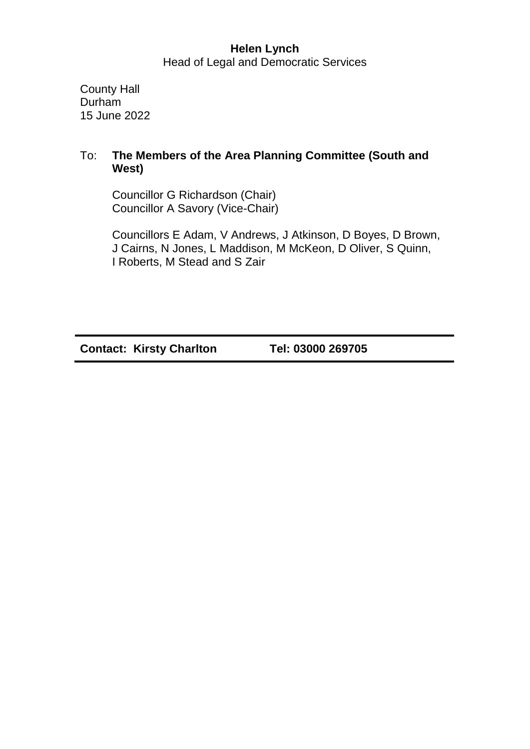**Helen Lynch**
Head of Legal and Democratic Services

County Hall
Durham
15 June 2022

To: **The Members of the Area Planning Committee (South and West)**

Councillor G Richardson (Chair)
Councillor A Savory (Vice-Chair)

Councillors E Adam, V Andrews, J Atkinson, D Boyes, D Brown, J Cairns, N Jones, L Maddison, M McKeon, D Oliver, S Quinn, I Roberts, M Stead and S Zair

---

**Contact: Kirsty Charlton** **Tel: 03000 269705**

---